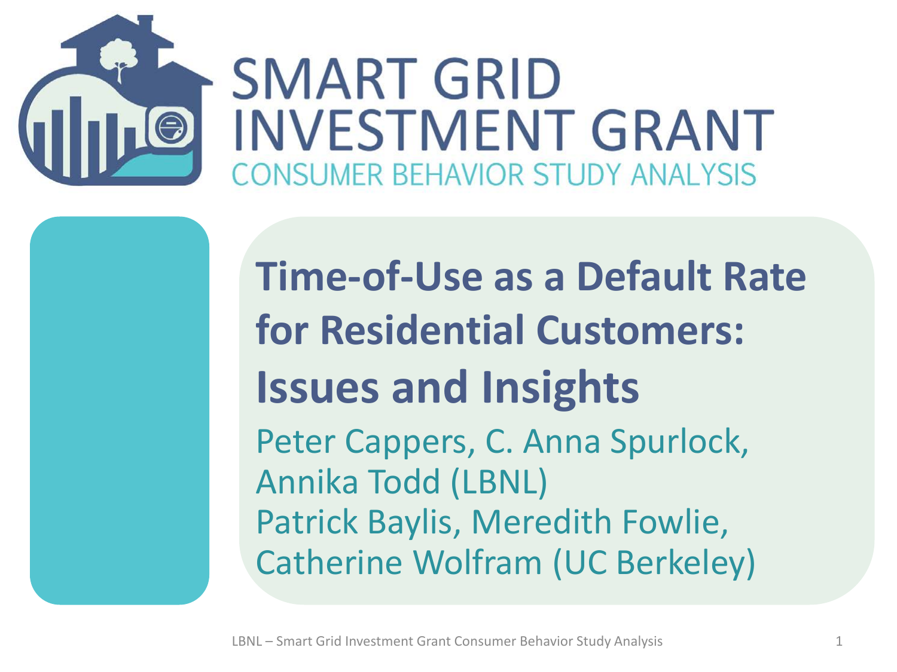# SMART GRID INVESTMENT GRANT

CONSUMER BEHAVIOR STUDY ANALYSIS

## Time-of-Use as a Default Rate for Residential Customers: Issues and Insights

Peter Cappers, C. Anna Spurlock, Annika Todd (LBNL)

Patrick Baylis, Meredith Fowlie, Catherine Wolfram (UC Berkeley)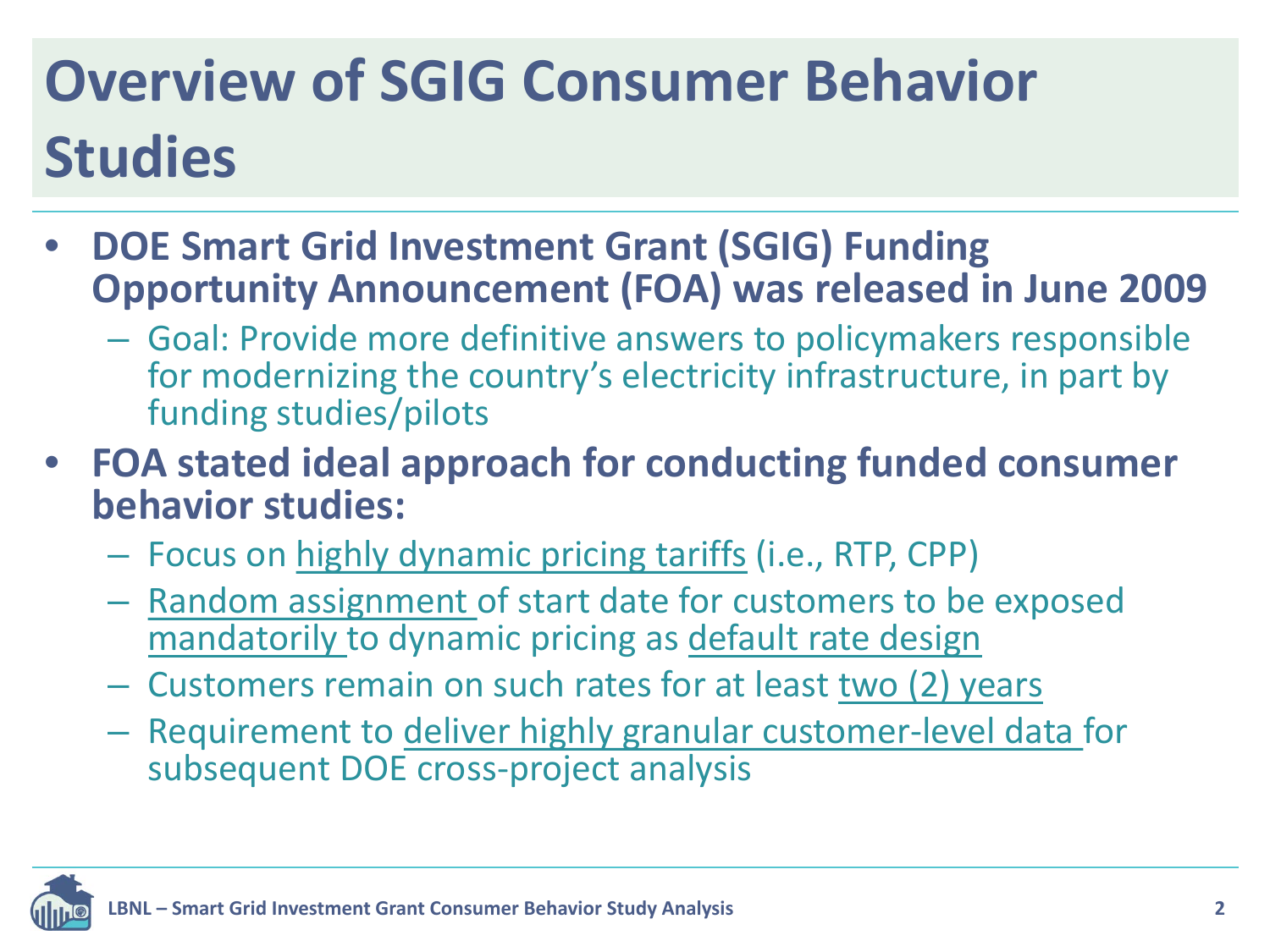# Overview of SGIG Consumer Behavior Studies

- **DOE Smart Grid Investment Grant (SGIG) Funding Opportunity Announcement (FOA) was released in June 2009**
  - Goal: Provide more definitive answers to policymakers responsible for modernizing the country's electricity infrastructure, in part by funding studies/pilots
- **FOA stated ideal approach for conducting funded consumer behavior studies:**
  - Focus on highly dynamic pricing tariffs (i.e., RTP, CPP)
  - Random assignment of start date for customers to be exposed mandatorily to dynamic pricing as default rate design
  - Customers remain on such rates for at least two (2) years
  - Requirement to deliver highly granular customer-level data for subsequent DOE cross-project analysis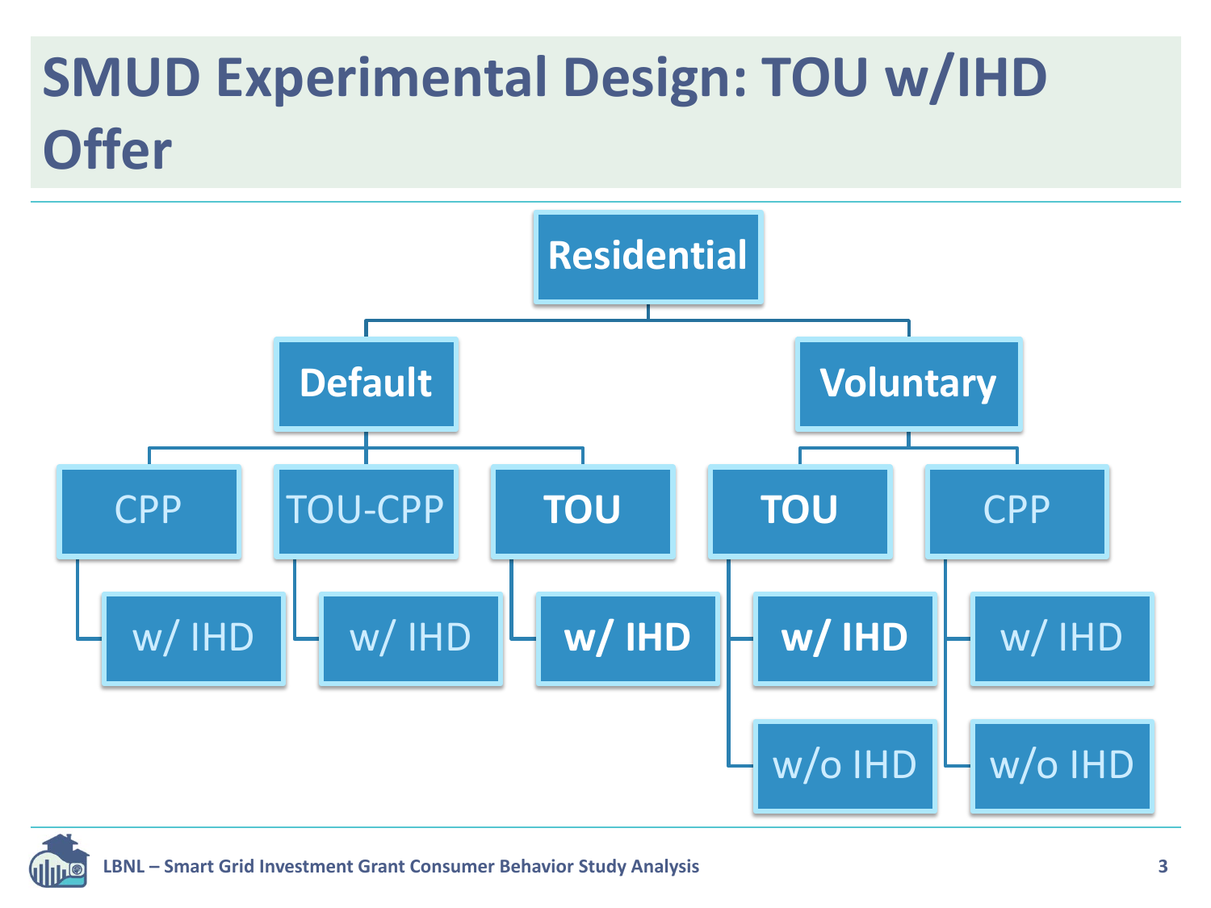# SMUD Experimental Design: TOU w/IHD Offer

- **Residential**
  - **Default**
    - CPP
      - w/ IHD
    - TOU-CPP
      - w/ IHD
    - **TOU**
      - **w/ IHD**
  - **Voluntary**
    - **TOU**
      - **w/ IHD**
      - w/o IHD
    - CPP
      - w/ IHD
      - w/o IHD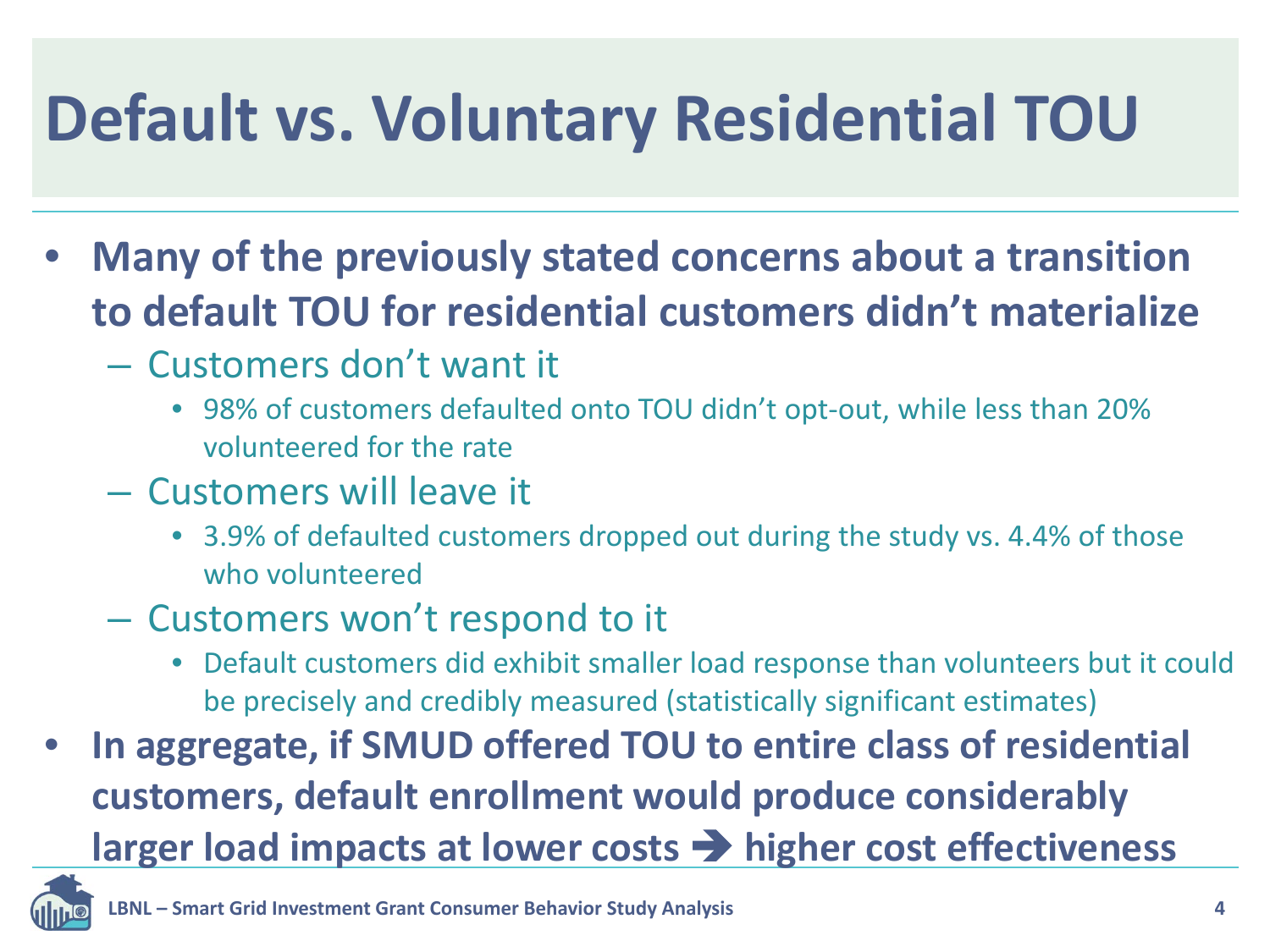# Default vs. Voluntary Residential TOU

- **Many of the previously stated concerns about a transition to default TOU for residential customers didn't materialize**
  - Customers don't want it
    - 98% of customers defaulted onto TOU didn't opt-out, while less than 20% volunteered for the rate
  - Customers will leave it
    - 3.9% of defaulted customers dropped out during the study vs. 4.4% of those who volunteered
  - Customers won't respond to it
    - Default customers did exhibit smaller load response than volunteers but it could be precisely and credibly measured (statistically significant estimates)
- **In aggregate, if SMUD offered TOU to entire class of residential customers, default enrollment would produce considerably larger load impacts at lower costs ➔ higher cost effectiveness**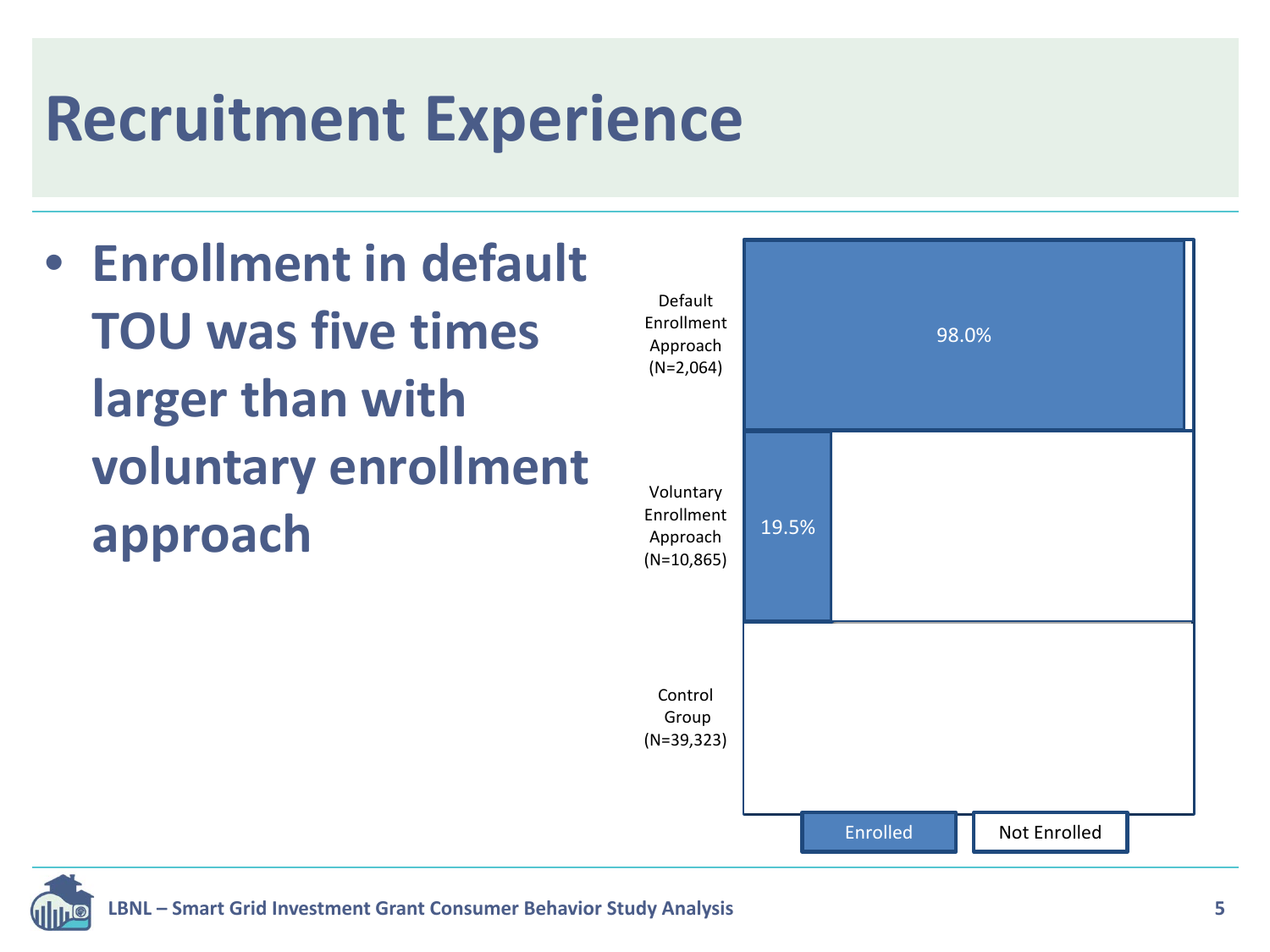# Recruitment Experience

- **Enrollment in default TOU was five times larger than with voluntary enrollment approach**

| | Enrolled | Not Enrolled |
|---|---|---|
| Default Enrollment Approach (N=2,064) | 98.0% | |
| Voluntary Enrollment Approach (N=10,865) | 19.5% | |
| Control Group (N=39,323) | | |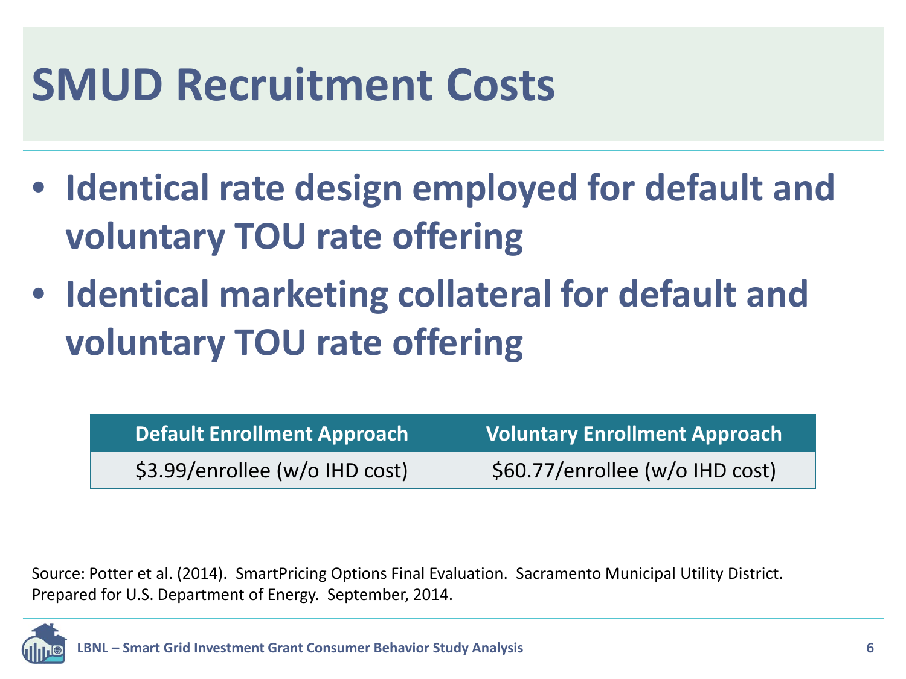# SMUD Recruitment Costs

- **Identical rate design employed for default and voluntary TOU rate offering**
- **Identical marketing collateral for default and voluntary TOU rate offering**

| Default Enrollment Approach | Voluntary Enrollment Approach |
|---|---|
| $3.99/enrollee (w/o IHD cost) | $60.77/enrollee (w/o IHD cost) |

Source: Potter et al. (2014). SmartPricing Options Final Evaluation. Sacramento Municipal Utility District. Prepared for U.S. Department of Energy. September, 2014.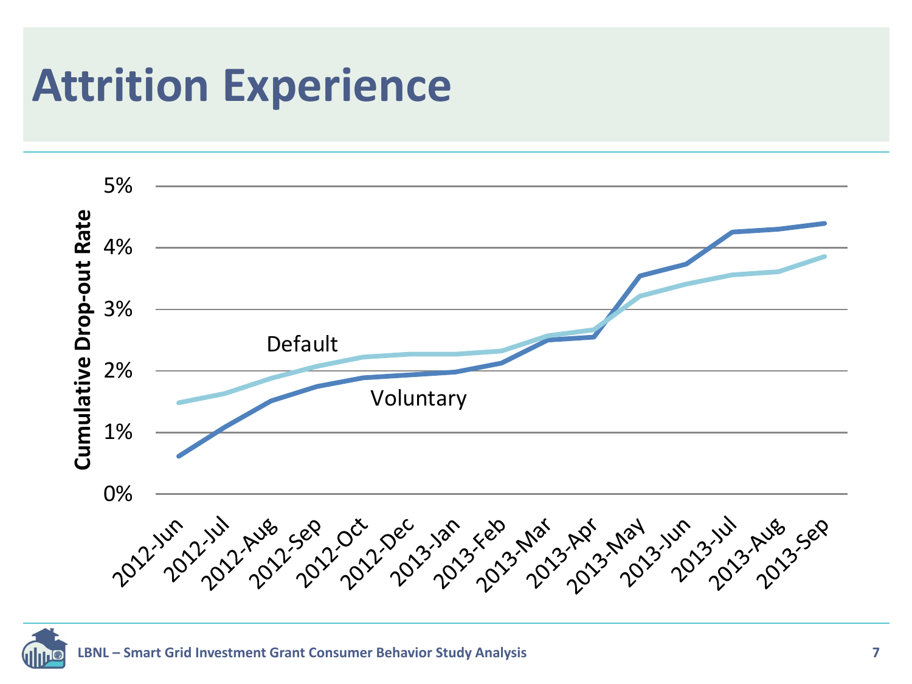# Attrition Experience

Cumulative Drop-out Rate

5%
4%
3%
2%
1%
0%

Default

Voluntary

2012-Jun, 2012-Jul, 2012-Aug, 2012-Sep, 2012-Oct, 2012-Dec, 2013-Jan, 2013-Feb, 2013-Mar, 2013-Apr, 2013-May, 2013-Jun, 2013-Jul, 2013-Aug, 2013-Sep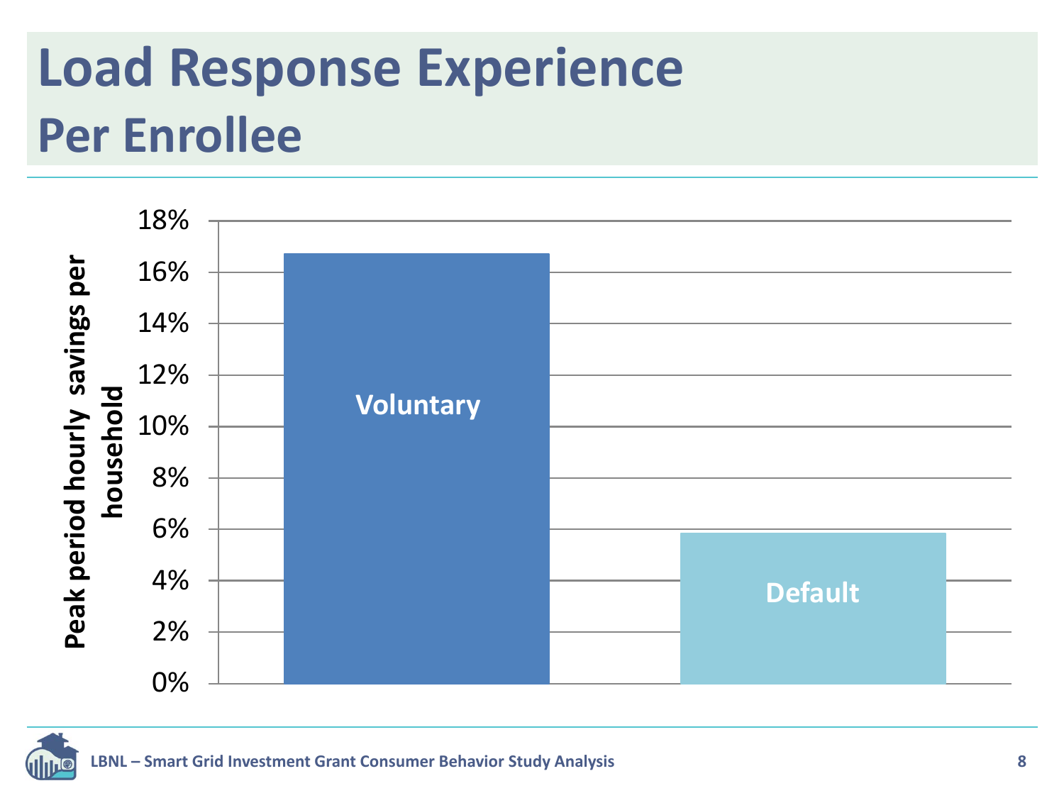# Load Response Experience
## Per Enrollee

| | Peak period hourly savings per household |
|---|---|
| Voluntary | ~16.7% |
| Default | ~5.9% |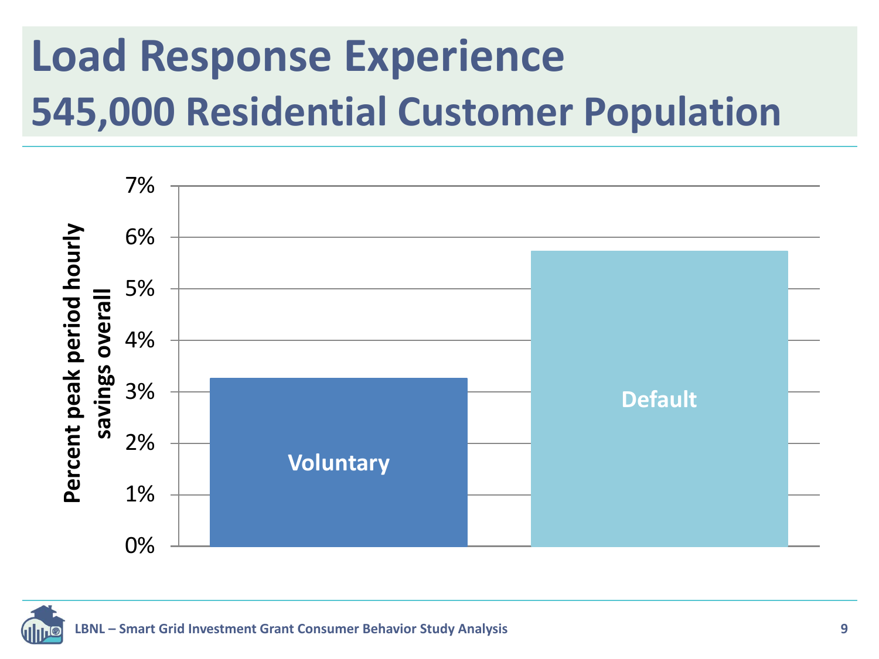# Load Response Experience
## 545,000 Residential Customer Population

Percent peak period hourly savings overall

7%
6%
5%
4%
3%
2%
1%
0%

Voluntary

Default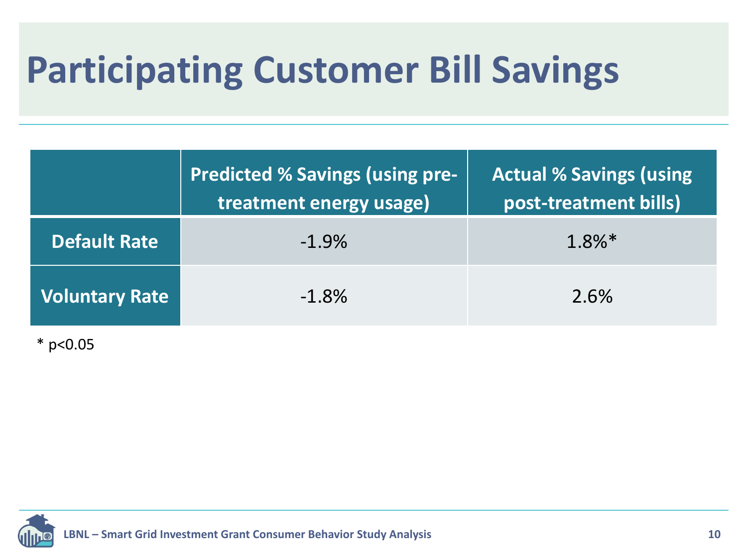# Participating Customer Bill Savings

| | Predicted % Savings (using pre-treatment energy usage) | Actual % Savings (using post-treatment bills) |
|---|---|---|
| **Default Rate** | -1.9% | 1.8%* |
| **Voluntary Rate** | -1.8% | 2.6% |

\* $p<0.05$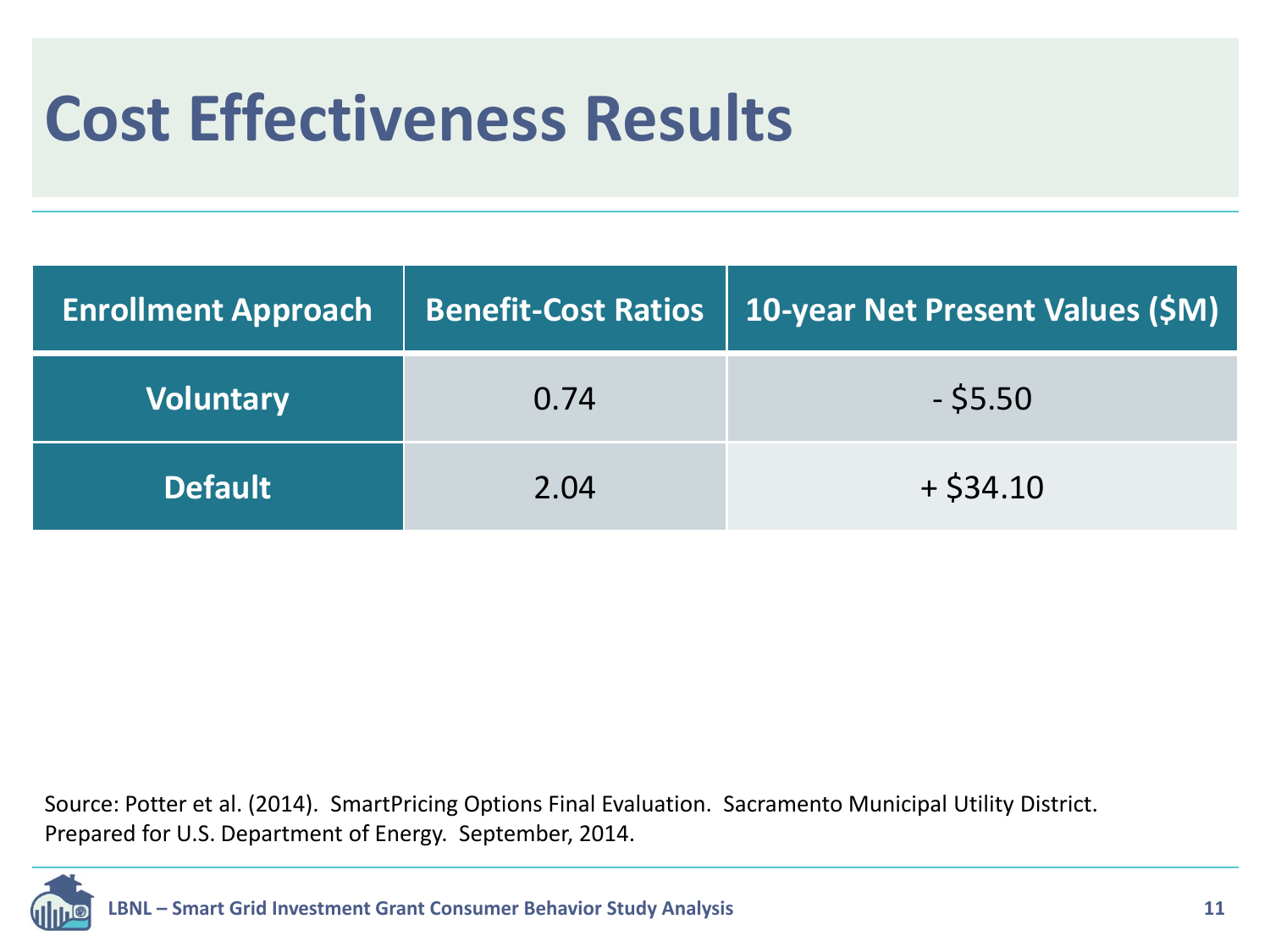# Cost Effectiveness Results

| Enrollment Approach | Benefit-Cost Ratios | 10-year Net Present Values ($M) |
|---|---|---|
| Voluntary | 0.74 | - $5.50 |
| Default | 2.04 | + $34.10 |

Source: Potter et al. (2014). SmartPricing Options Final Evaluation. Sacramento Municipal Utility District. Prepared for U.S. Department of Energy. September, 2014.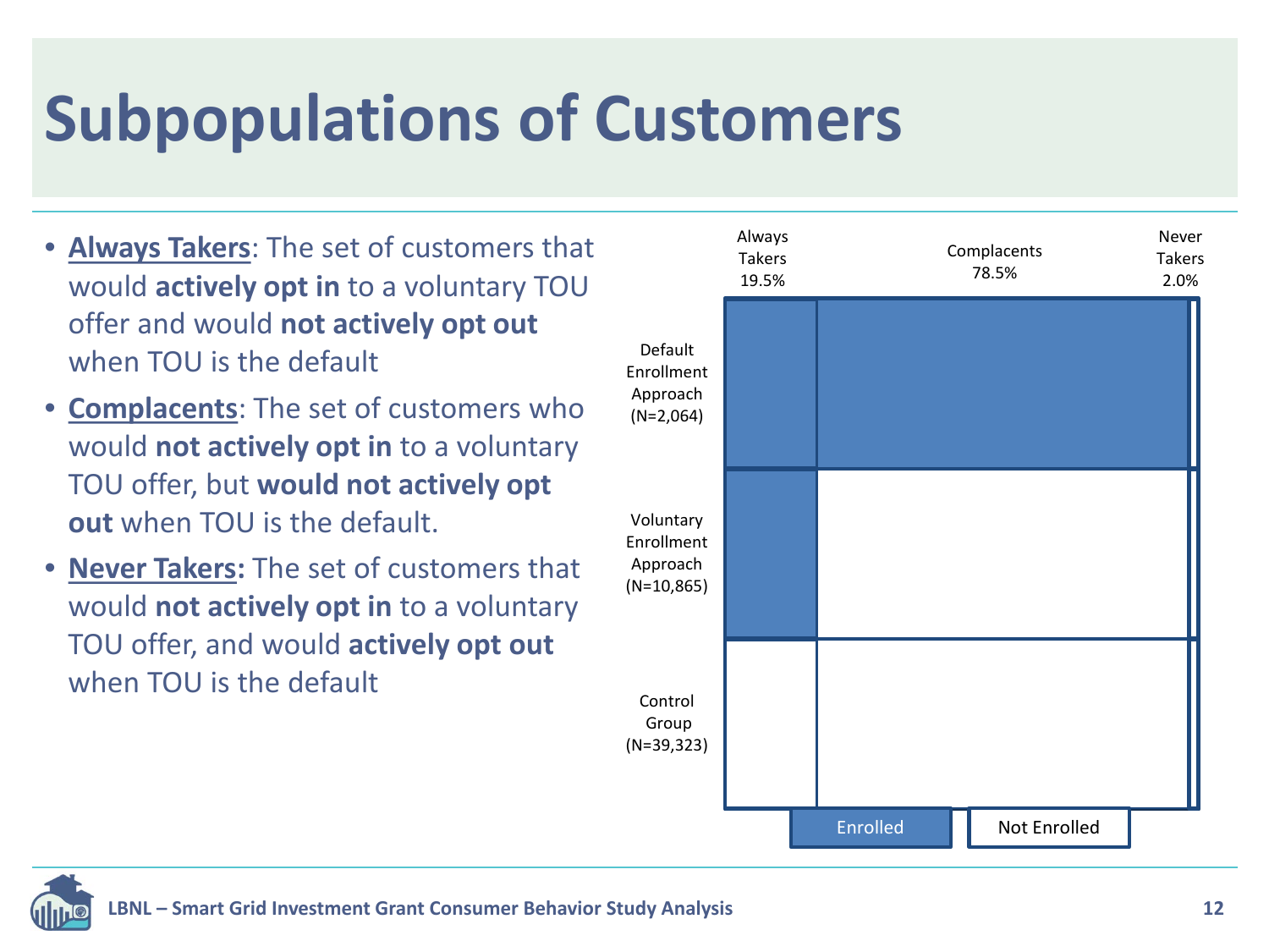# Subpopulations of Customers

- **Always Takers**: The set of customers that would **actively opt in** to a voluntary TOU offer and would **not actively opt out** when TOU is the default
- **Complacents**: The set of customers who would **not actively opt in** to a voluntary TOU offer, but **would not actively opt out** when TOU is the default.
- **Never Takers:** The set of customers that would **not actively opt in** to a voluntary TOU offer, and would **actively opt out** when TOU is the default

| | Always Takers 19.5% | Complacents 78.5% | Never Takers 2.0% |
|---|---|---|---|
| Default Enrollment Approach (N=2,064) | Enrolled | Enrolled | Not Enrolled |
| Voluntary Enrollment Approach (N=10,865) | Enrolled | Not Enrolled | Not Enrolled |
| Control Group (N=39,323) | Not Enrolled | Not Enrolled | Not Enrolled |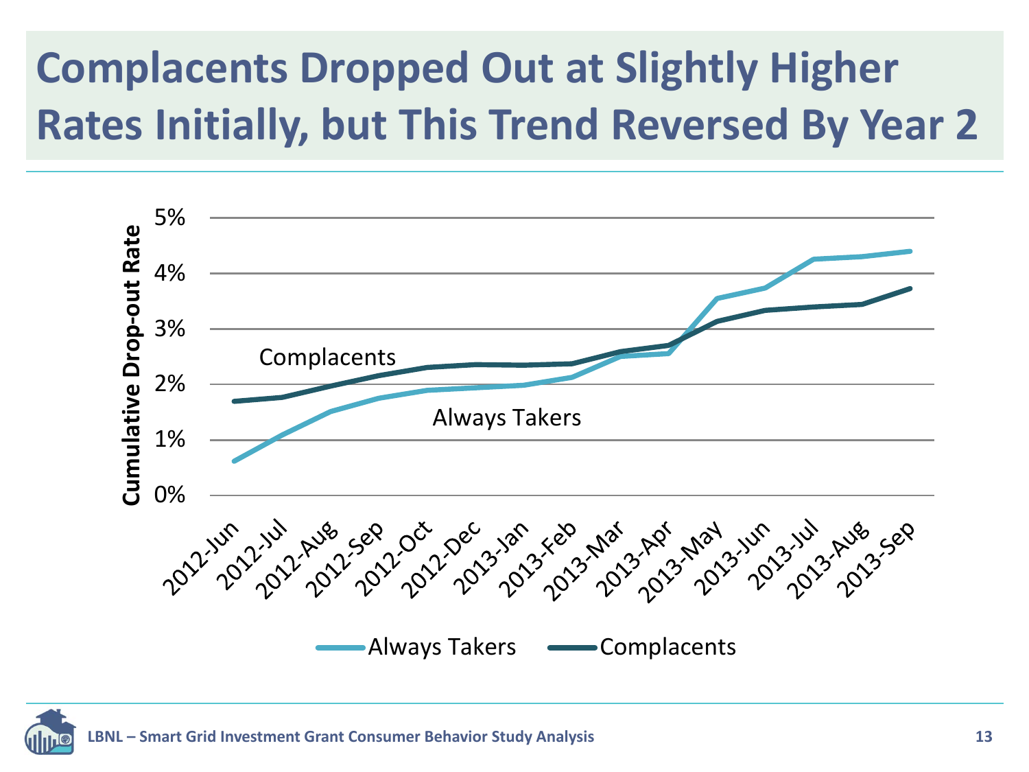# Complacents Dropped Out at Slightly Higher Rates Initially, but This Trend Reversed By Year 2

Cumulative Drop-out Rate

5%
4%
3%
2%
1%
0%

Complacents

Always Takers

2012-Jun, 2012-Jul, 2012-Aug, 2012-Sep, 2012-Oct, 2012-Dec, 2013-Jan, 2013-Feb, 2013-Mar, 2013-Apr, 2013-May, 2013-Jun, 2013-Jul, 2013-Aug, 2013-Sep

Always Takers — Complacents

LBNL – Smart Grid Investment Grant Consumer Behavior Study Analysis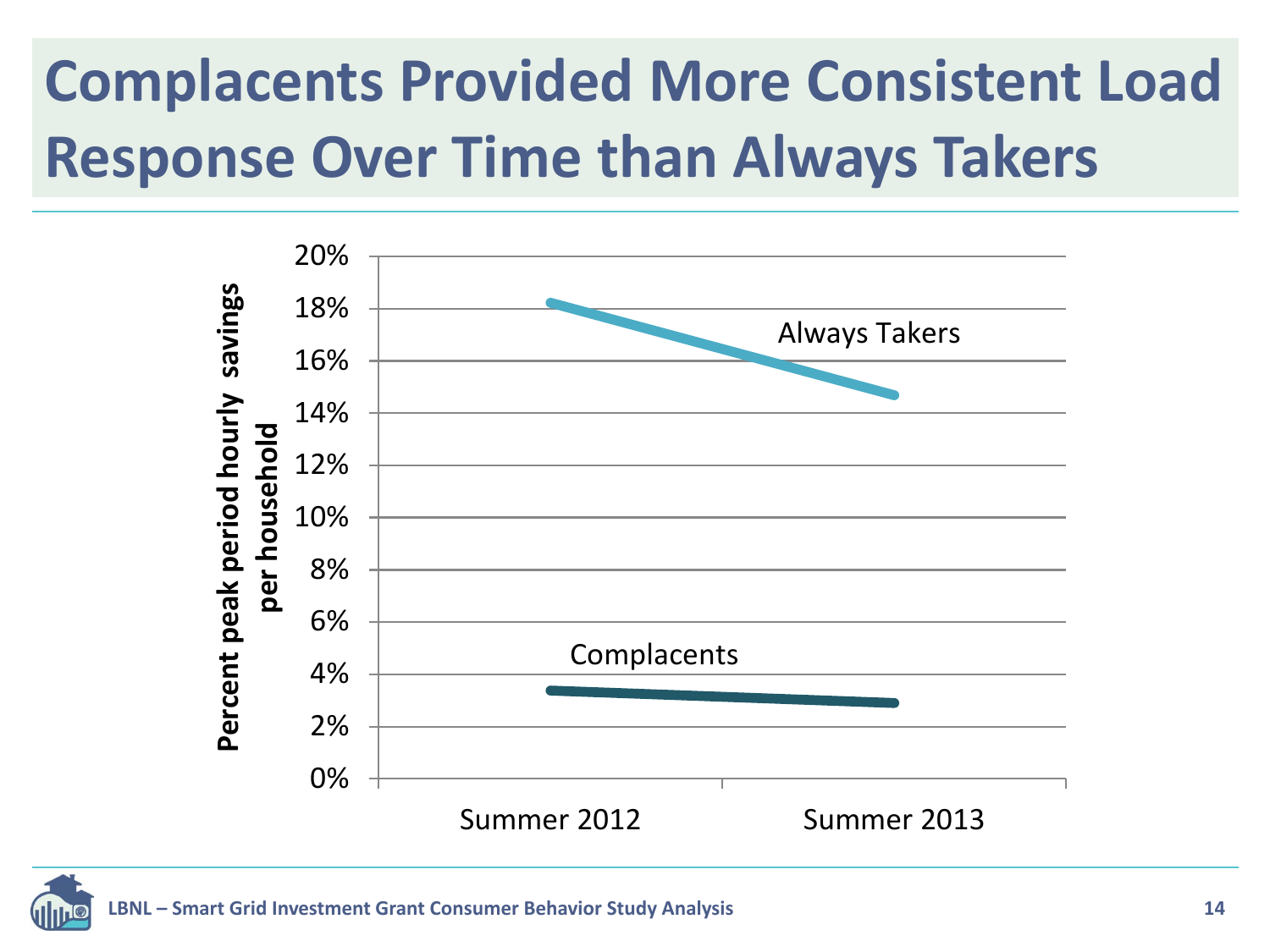# Complacents Provided More Consistent Load Response Over Time than Always Takers

Percent peak period hourly savings per household

| | Summer 2012 | Summer 2013 |
|---|---|---|
| Always Takers | ~18.2% | ~14.7% |
| Complacents | ~3.4% | ~2.9% |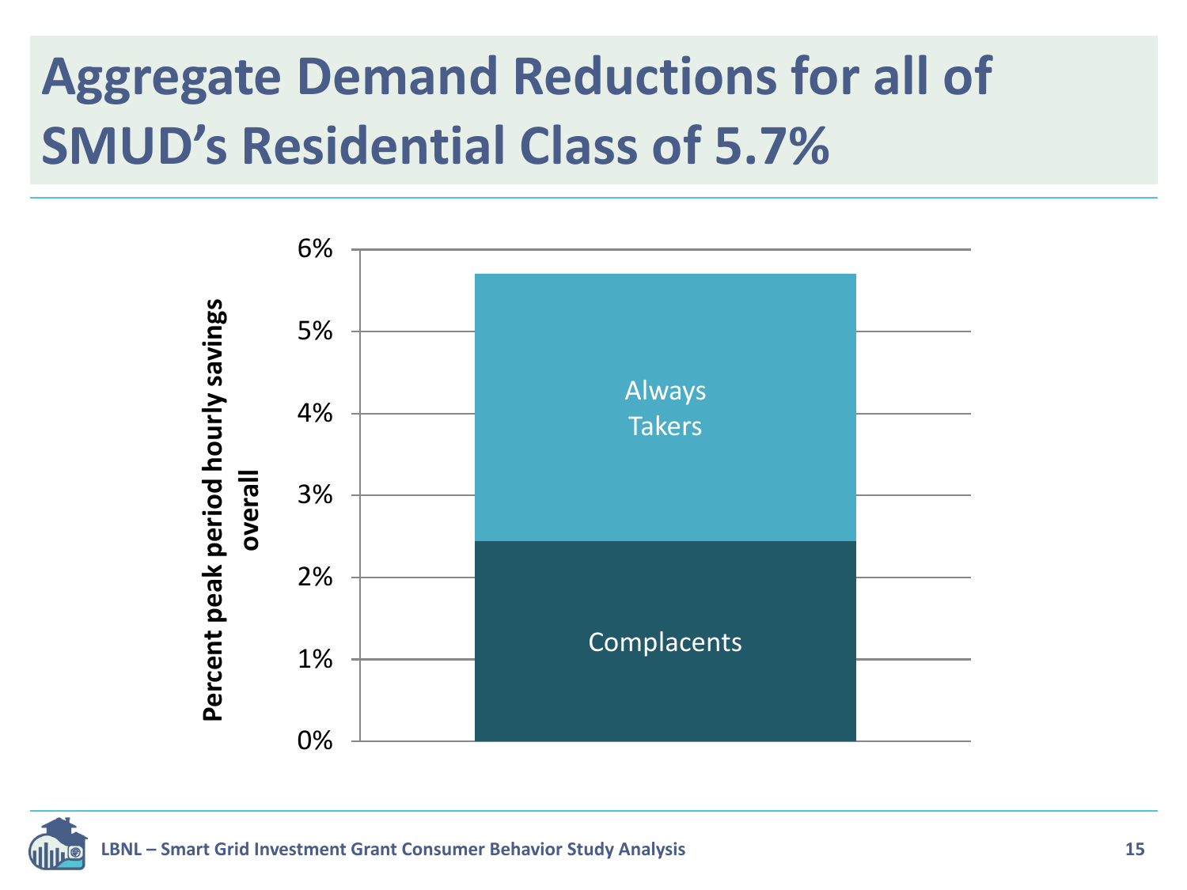# Aggregate Demand Reductions for all of SMUD's Residential Class of 5.7%

Percent peak period hourly savings overall

6%
5%
4%
3%
2%
1%
0%

Always Takers

Complacents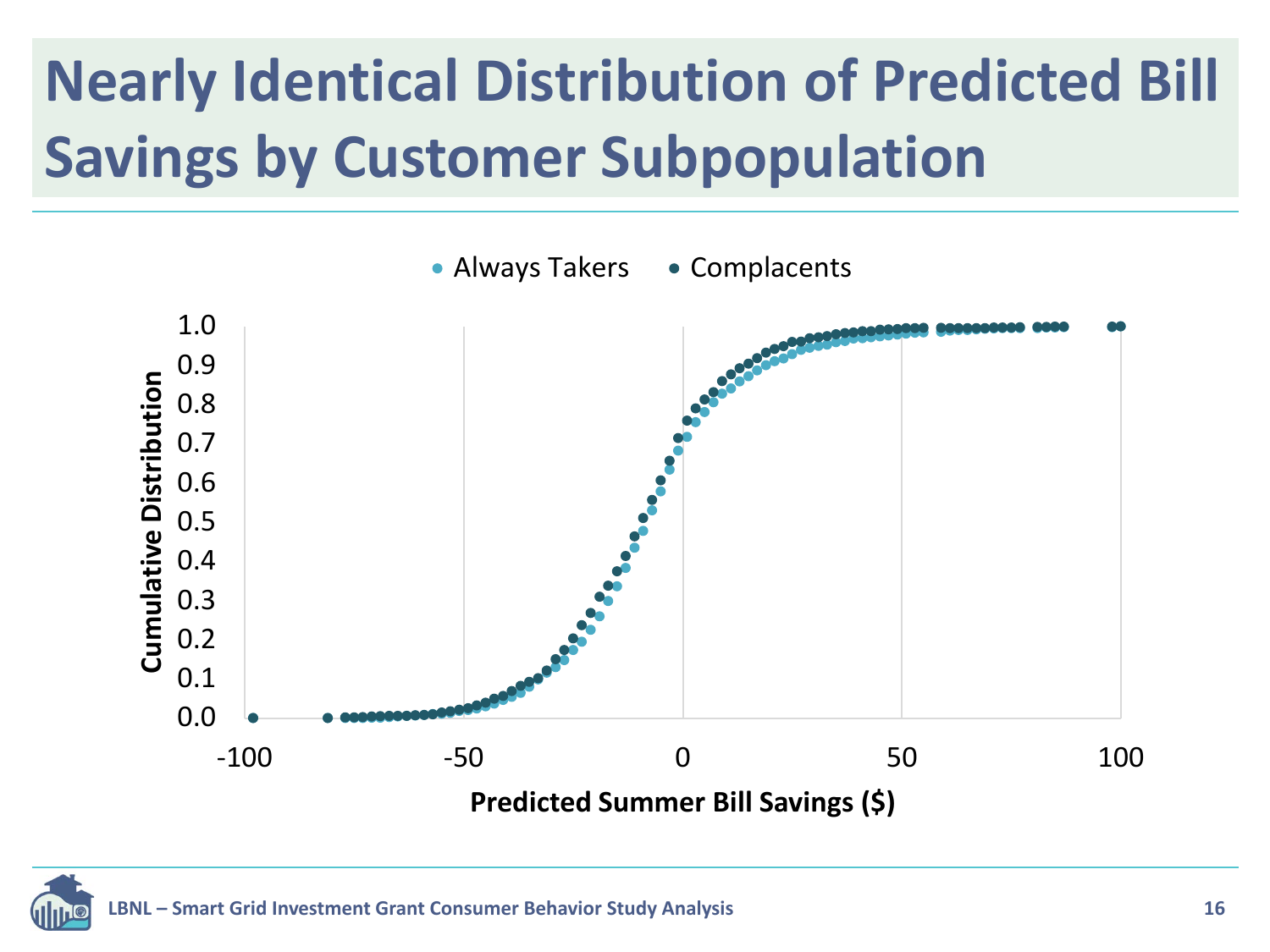# Nearly Identical Distribution of Predicted Bill Savings by Customer Subpopulation

- Always Takers
- Complacents

Cumulative Distribution

Predicted Summer Bill Savings ($)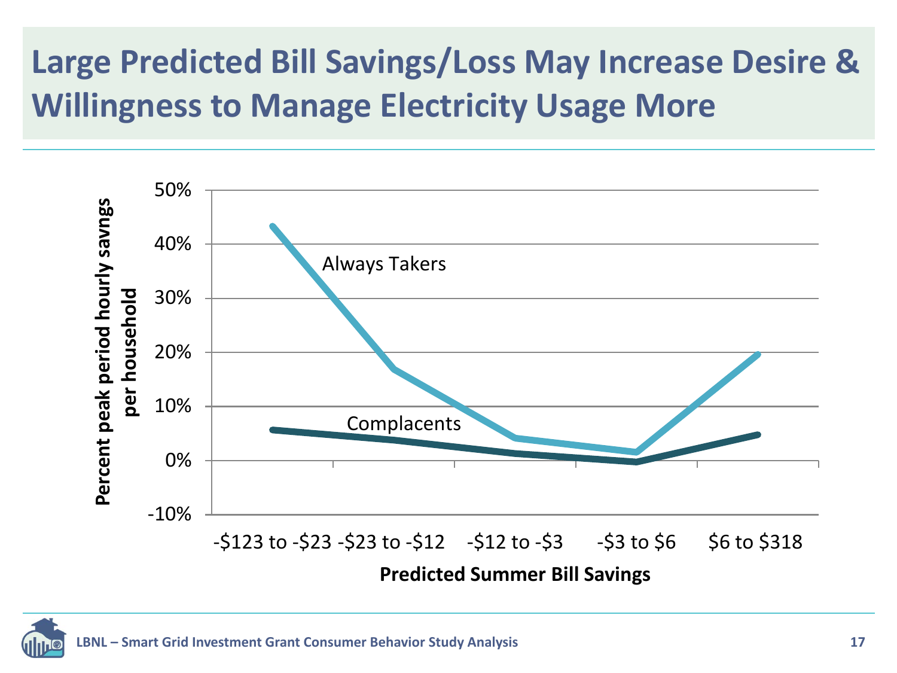# Large Predicted Bill Savings/Loss May Increase Desire & Willingness to Manage Electricity Usage More

| Predicted Summer Bill Savings | Always Takers | Complacents |
|---|---|---|
| -$123 to -$23 | 43% | 6% |
| -$23 to -$12 | 17% | 4% |
| -$12 to -$3 | 4% | 1% |
| -$3 to $6 | 2% | 0% |
| $6 to $318 | 20% | 5% |

*Values are approximate readings of a line chart; y-axis: Percent peak period hourly savngs per household (-10% to 50%).*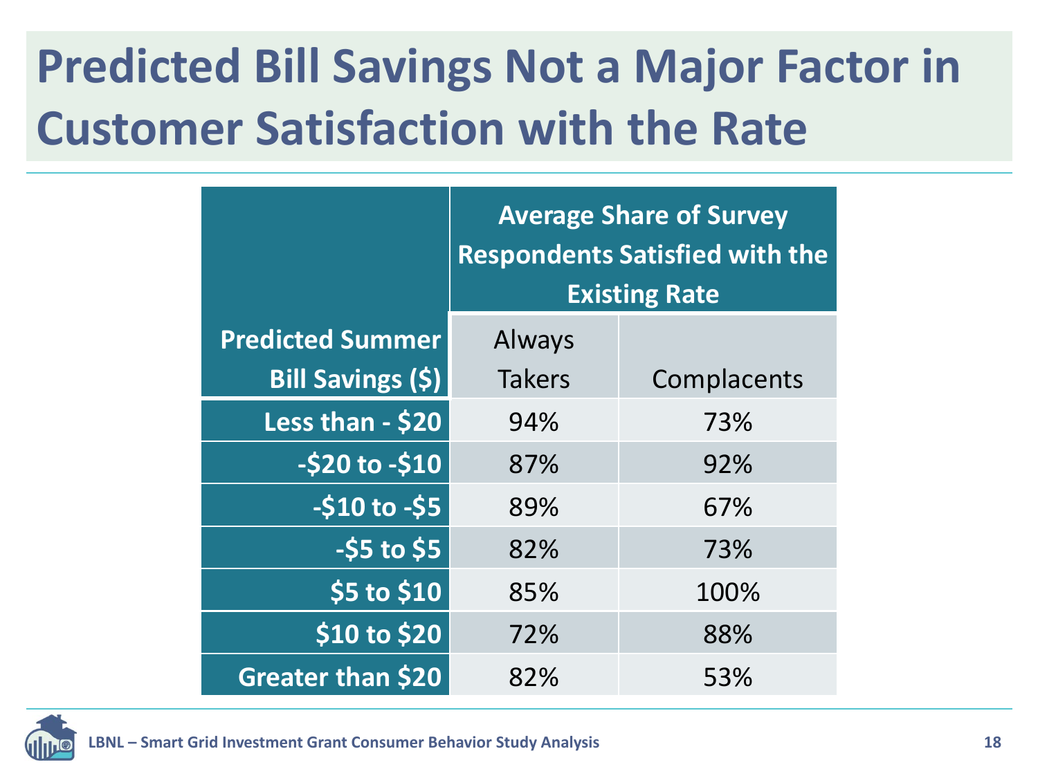# Predicted Bill Savings Not a Major Factor in Customer Satisfaction with the Rate

| | Average Share of Survey Respondents Satisfied with the Existing Rate | |
|---|---|---|
| **Predicted Summer Bill Savings ($)** | Always Takers | Complacents |
| **Less than - $20** | 94% | 73% |
| **-$20 to -$10** | 87% | 92% |
| **-$10 to -$5** | 89% | 67% |
| **-$5 to $5** | 82% | 73% |
| **$5 to $10** | 85% | 100% |
| **$10 to $20** | 72% | 88% |
| **Greater than $20** | 82% | 53% |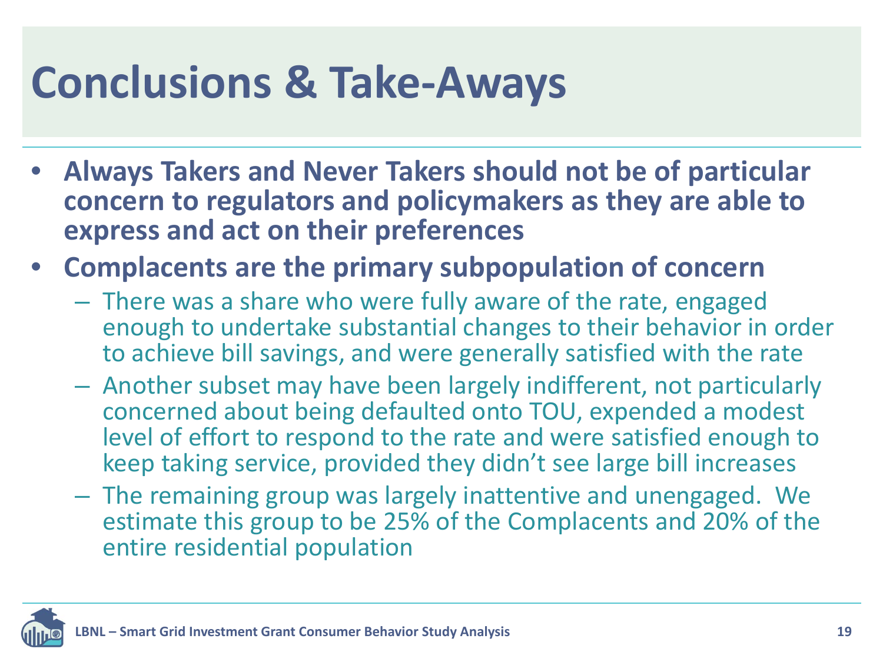# Conclusions & Take-Aways

- **Always Takers and Never Takers should not be of particular concern to regulators and policymakers as they are able to express and act on their preferences**
- **Complacents are the primary subpopulation of concern**
  - There was a share who were fully aware of the rate, engaged enough to undertake substantial changes to their behavior in order to achieve bill savings, and were generally satisfied with the rate
  - Another subset may have been largely indifferent, not particularly concerned about being defaulted onto TOU, expended a modest level of effort to respond to the rate and were satisfied enough to keep taking service, provided they didn't see large bill increases
  - The remaining group was largely inattentive and unengaged. We estimate this group to be 25% of the Complacents and 20% of the entire residential population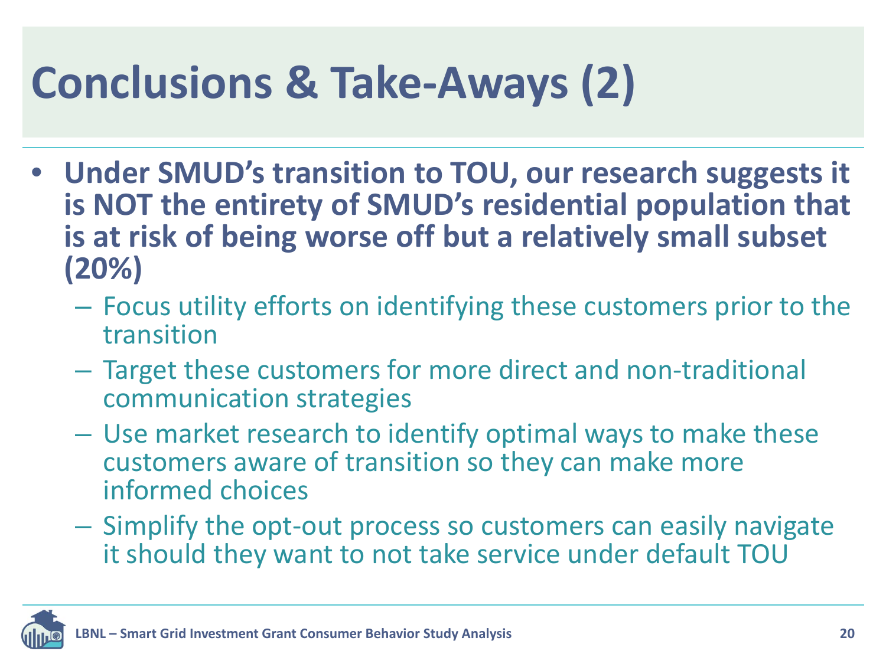# Conclusions & Take-Aways (2)

- **Under SMUD's transition to TOU, our research suggests it is NOT the entirety of SMUD's residential population that is at risk of being worse off but a relatively small subset (20%)**
  - Focus utility efforts on identifying these customers prior to the transition
  - Target these customers for more direct and non-traditional communication strategies
  - Use market research to identify optimal ways to make these customers aware of transition so they can make more informed choices
  - Simplify the opt-out process so customers can easily navigate it should they want to not take service under default TOU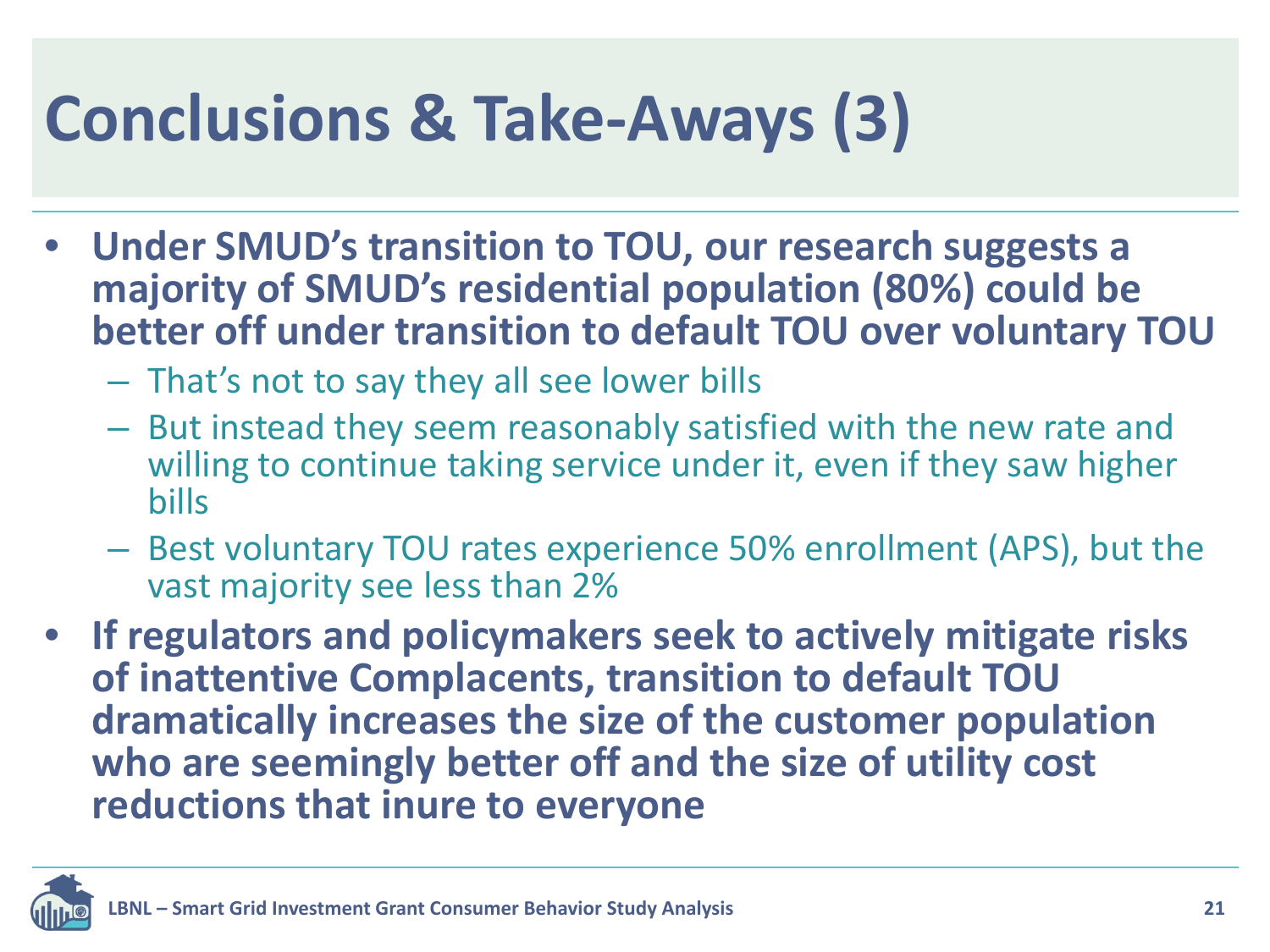# Conclusions & Take-Aways (3)

- **Under SMUD's transition to TOU, our research suggests a majority of SMUD's residential population (80%) could be better off under transition to default TOU over voluntary TOU**
  - That's not to say they all see lower bills
  - But instead they seem reasonably satisfied with the new rate and willing to continue taking service under it, even if they saw higher bills
  - Best voluntary TOU rates experience 50% enrollment (APS), but the vast majority see less than 2%
- **If regulators and policymakers seek to actively mitigate risks of inattentive Complacents, transition to default TOU dramatically increases the size of the customer population who are seemingly better off and the size of utility cost reductions that inure to everyone**